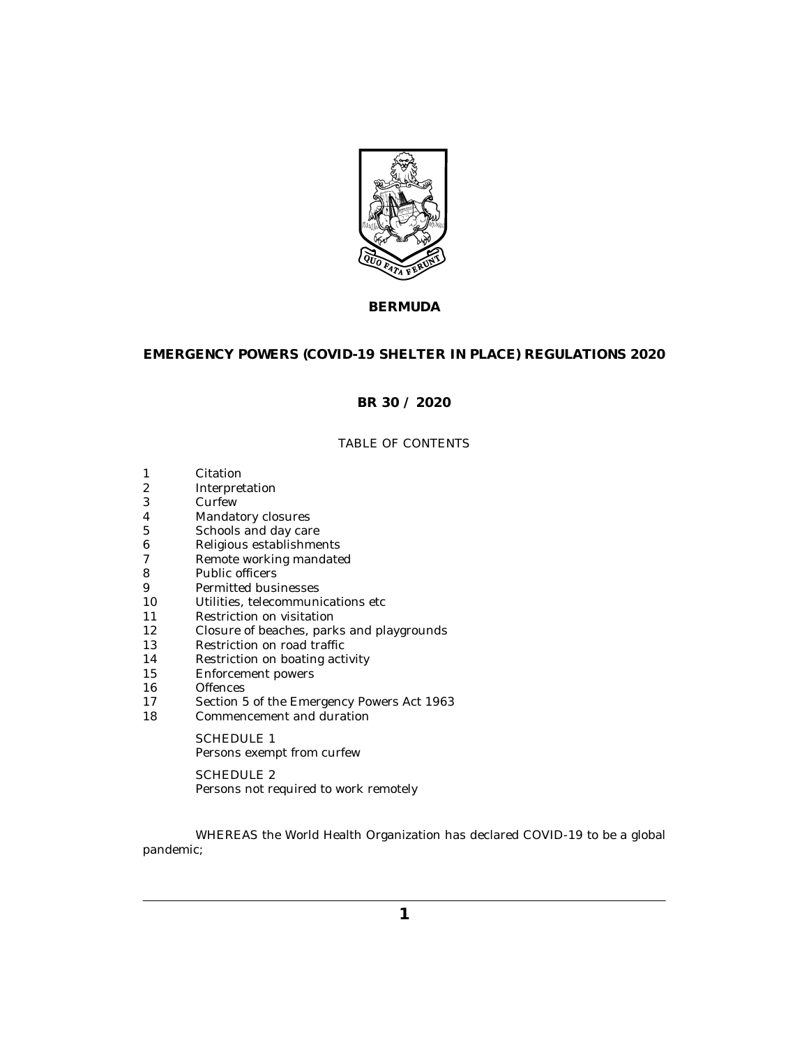**BERMUDA**

# EMERGENCY POWERS (COVID-19 SHELTER IN PLACE) REGULATIONS 2020

**BR 30 / 2020**

TABLE OF CONTENTS

1 Citation
2 Interpretation
3 Curfew
4 Mandatory closures
5 Schools and day care
6 Religious establishments
7 Remote working mandated
8 Public officers
9 Permitted businesses
10 Utilities, telecommunications etc
11 Restriction on visitation
12 Closure of beaches, parks and playgrounds
13 Restriction on road traffic
14 Restriction on boating activity
15 Enforcement powers
16 Offences
17 Section 5 of the Emergency Powers Act 1963
18 Commencement and duration

SCHEDULE 1
Persons exempt from curfew

SCHEDULE 2
Persons not required to work remotely

WHEREAS the World Health Organization has declared COVID-19 to be a global pandemic;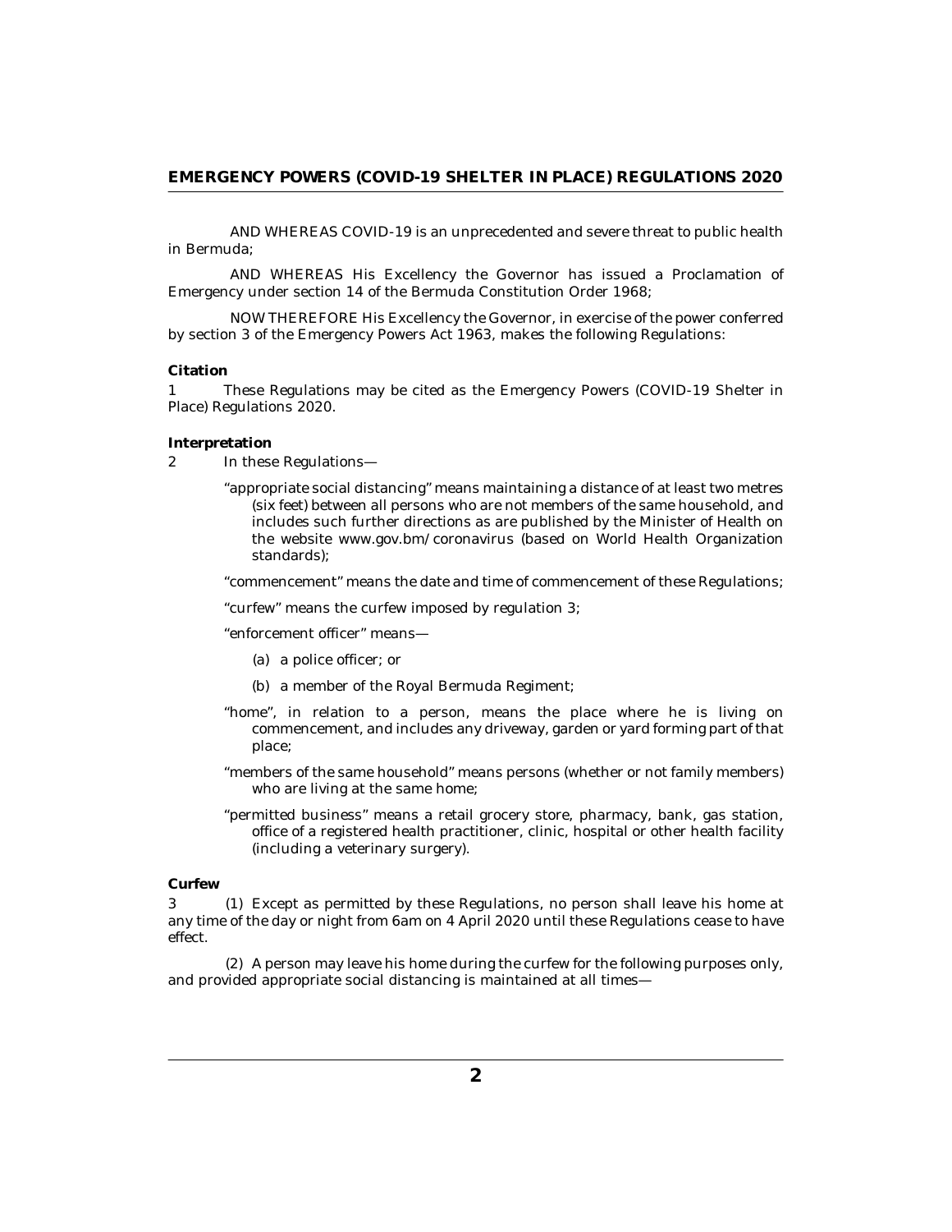AND WHEREAS COVID-19 is an unprecedented and severe threat to public health in Bermuda;

AND WHEREAS His Excellency the Governor has issued a Proclamation of Emergency under section 14 of the Bermuda Constitution Order 1968;

NOW THEREFORE His Excellency the Governor, in exercise of the power conferred by section 3 of the Emergency Powers Act 1963, makes the following Regulations:

**Citation**

1 These Regulations may be cited as the Emergency Powers (COVID-19 Shelter in Place) Regulations 2020.

**Interpretation**

2 In these Regulations—

"appropriate social distancing" means maintaining a distance of at least two metres (six feet) between all persons who are not members of the same household, and includes such further directions as are published by the Minister of Health on the website www.gov.bm/coronavirus (based on World Health Organization standards);

"commencement" means the date and time of commencement of these Regulations;

"curfew" means the curfew imposed by regulation 3;

"enforcement officer" means—

(a) a police officer; or

(b) a member of the Royal Bermuda Regiment;

"home", in relation to a person, means the place where he is living on commencement, and includes any driveway, garden or yard forming part of that place;

"members of the same household" means persons (whether or not family members) who are living at the same home;

"permitted business" means a retail grocery store, pharmacy, bank, gas station, office of a registered health practitioner, clinic, hospital or other health facility (including a veterinary surgery).

**Curfew**

3 (1) Except as permitted by these Regulations, no person shall leave his home at any time of the day or night from 6am on 4 April 2020 until these Regulations cease to have effect.

(2) A person may leave his home during the curfew for the following purposes only, and provided appropriate social distancing is maintained at all times—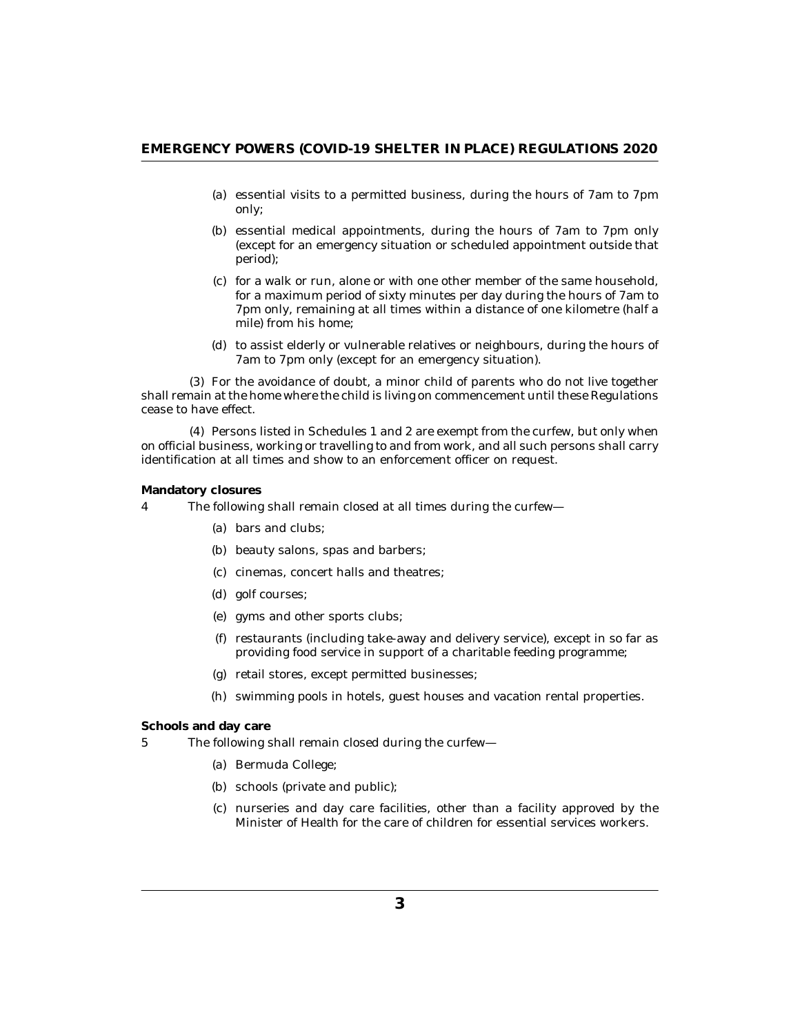(a) essential visits to a permitted business, during the hours of 7am to 7pm only;

(b) essential medical appointments, during the hours of 7am to 7pm only (except for an emergency situation or scheduled appointment outside that period);

(c) for a walk or run, alone or with one other member of the same household, for a maximum period of sixty minutes per day during the hours of 7am to 7pm only, remaining at all times within a distance of one kilometre (half a mile) from his home;

(d) to assist elderly or vulnerable relatives or neighbours, during the hours of 7am to 7pm only (except for an emergency situation).

(3) For the avoidance of doubt, a minor child of parents who do not live together shall remain at the home where the child is living on commencement until these Regulations cease to have effect.

(4) Persons listed in Schedules 1 and 2 are exempt from the curfew, but only when on official business, working or travelling to and from work, and all such persons shall carry identification at all times and show to an enforcement officer on request.

**Mandatory closures**

4 The following shall remain closed at all times during the curfew—

(a) bars and clubs;

(b) beauty salons, spas and barbers;

(c) cinemas, concert halls and theatres;

(d) golf courses;

(e) gyms and other sports clubs;

(f) restaurants (including take-away and delivery service), except in so far as providing food service in support of a charitable feeding programme;

(g) retail stores, except permitted businesses;

(h) swimming pools in hotels, guest houses and vacation rental properties.

**Schools and day care**

5 The following shall remain closed during the curfew—

(a) Bermuda College;

(b) schools (private and public);

(c) nurseries and day care facilities, other than a facility approved by the Minister of Health for the care of children for essential services workers.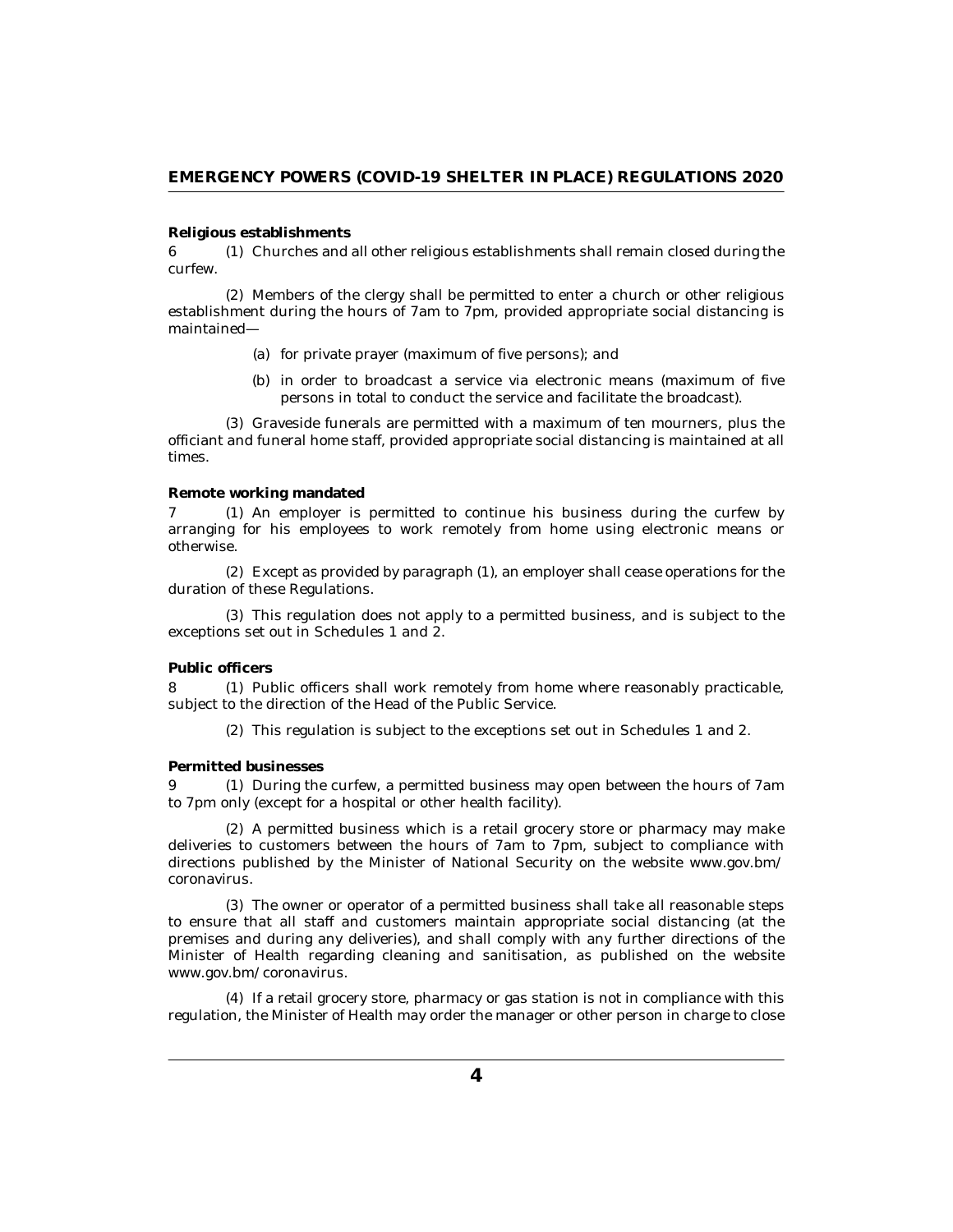**Religious establishments**

6 (1) Churches and all other religious establishments shall remain closed during the curfew.

(2) Members of the clergy shall be permitted to enter a church or other religious establishment during the hours of 7am to 7pm, provided appropriate social distancing is maintained—

(a) for private prayer (maximum of five persons); and

(b) in order to broadcast a service via electronic means (maximum of five persons in total to conduct the service and facilitate the broadcast).

(3) Graveside funerals are permitted with a maximum of ten mourners, plus the officiant and funeral home staff, provided appropriate social distancing is maintained at all times.

**Remote working mandated**

7 (1) An employer is permitted to continue his business during the curfew by arranging for his employees to work remotely from home using electronic means or otherwise.

(2) Except as provided by paragraph (1), an employer shall cease operations for the duration of these Regulations.

(3) This regulation does not apply to a permitted business, and is subject to the exceptions set out in Schedules 1 and 2.

**Public officers**

8 (1) Public officers shall work remotely from home where reasonably practicable, subject to the direction of the Head of the Public Service.

(2) This regulation is subject to the exceptions set out in Schedules 1 and 2.

**Permitted businesses**

9 (1) During the curfew, a permitted business may open between the hours of 7am to 7pm only (except for a hospital or other health facility).

(2) A permitted business which is a retail grocery store or pharmacy may make deliveries to customers between the hours of 7am to 7pm, subject to compliance with directions published by the Minister of National Security on the website www.gov.bm/coronavirus.

(3) The owner or operator of a permitted business shall take all reasonable steps to ensure that all staff and customers maintain appropriate social distancing (at the premises and during any deliveries), and shall comply with any further directions of the Minister of Health regarding cleaning and sanitisation, as published on the website www.gov.bm/coronavirus.

(4) If a retail grocery store, pharmacy or gas station is not in compliance with this regulation, the Minister of Health may order the manager or other person in charge to close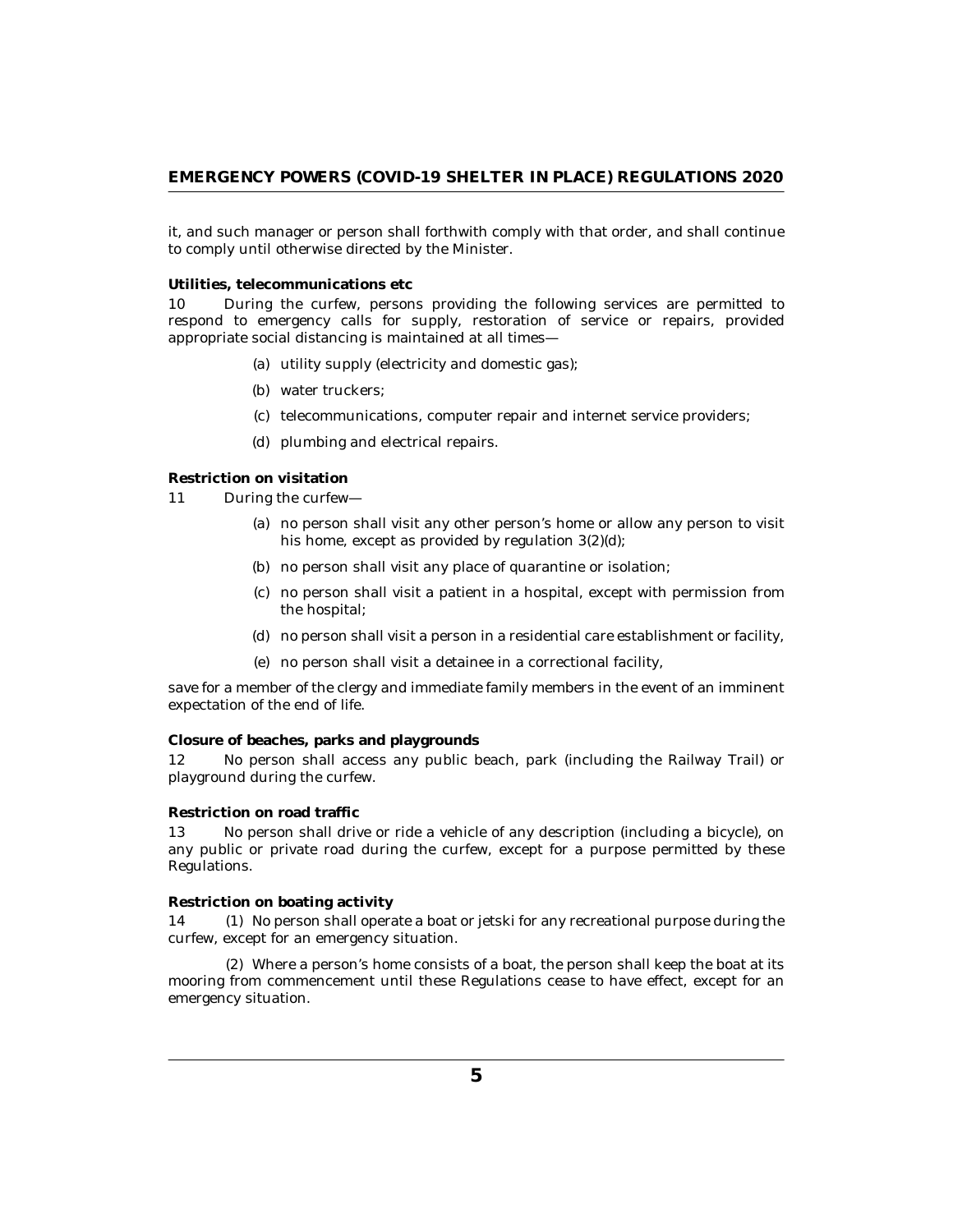it, and such manager or person shall forthwith comply with that order, and shall continue to comply until otherwise directed by the Minister.

**Utilities, telecommunications etc**

10 During the curfew, persons providing the following services are permitted to respond to emergency calls for supply, restoration of service or repairs, provided appropriate social distancing is maintained at all times—

(a) utility supply (electricity and domestic gas);

(b) water truckers;

(c) telecommunications, computer repair and internet service providers;

(d) plumbing and electrical repairs.

**Restriction on visitation**

11 During the curfew—

(a) no person shall visit any other person's home or allow any person to visit his home, except as provided by regulation 3(2)(d);

(b) no person shall visit any place of quarantine or isolation;

(c) no person shall visit a patient in a hospital, except with permission from the hospital;

(d) no person shall visit a person in a residential care establishment or facility,

(e) no person shall visit a detainee in a correctional facility,

save for a member of the clergy and immediate family members in the event of an imminent expectation of the end of life.

**Closure of beaches, parks and playgrounds**

12 No person shall access any public beach, park (including the Railway Trail) or playground during the curfew.

**Restriction on road traffic**

13 No person shall drive or ride a vehicle of any description (including a bicycle), on any public or private road during the curfew, except for a purpose permitted by these Regulations.

**Restriction on boating activity**

14 (1) No person shall operate a boat or jetski for any recreational purpose during the curfew, except for an emergency situation.

(2) Where a person's home consists of a boat, the person shall keep the boat at its mooring from commencement until these Regulations cease to have effect, except for an emergency situation.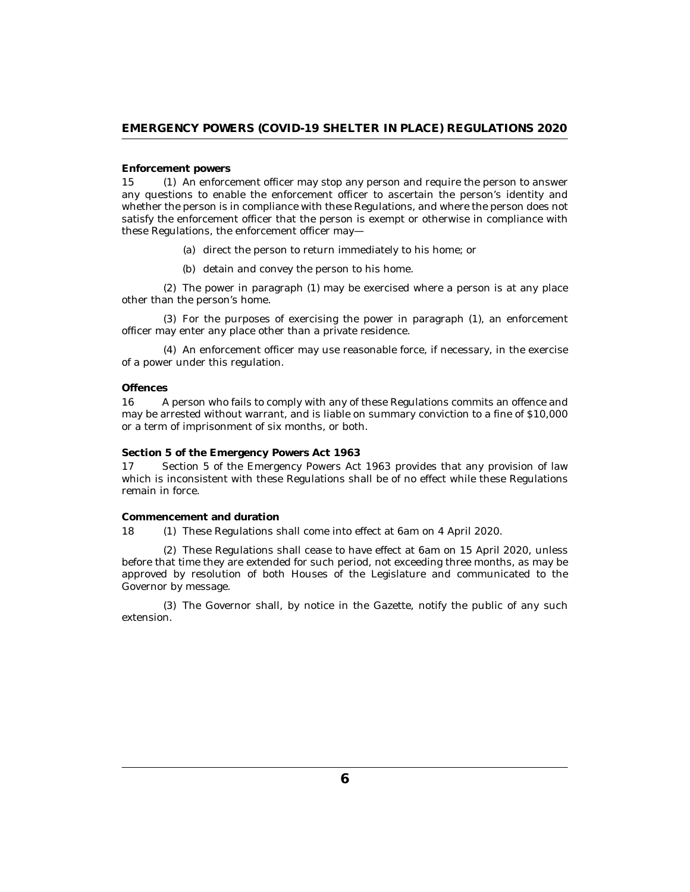**Enforcement powers**

15 (1) An enforcement officer may stop any person and require the person to answer any questions to enable the enforcement officer to ascertain the person's identity and whether the person is in compliance with these Regulations, and where the person does not satisfy the enforcement officer that the person is exempt or otherwise in compliance with these Regulations, the enforcement officer may—

(a) direct the person to return immediately to his home; or

(b) detain and convey the person to his home.

(2) The power in paragraph (1) may be exercised where a person is at any place other than the person's home.

(3) For the purposes of exercising the power in paragraph (1), an enforcement officer may enter any place other than a private residence.

(4) An enforcement officer may use reasonable force, if necessary, in the exercise of a power under this regulation.

**Offences**

16 A person who fails to comply with any of these Regulations commits an offence and may be arrested without warrant, and is liable on summary conviction to a fine of $10,000 or a term of imprisonment of six months, or both.

**Section 5 of the Emergency Powers Act 1963**

17 Section 5 of the Emergency Powers Act 1963 provides that any provision of law which is inconsistent with these Regulations shall be of no effect while these Regulations remain in force.

**Commencement and duration**

18 (1) These Regulations shall come into effect at 6am on 4 April 2020.

(2) These Regulations shall cease to have effect at 6am on 15 April 2020, unless before that time they are extended for such period, not exceeding three months, as may be approved by resolution of both Houses of the Legislature and communicated to the Governor by message.

(3) The Governor shall, by notice in the Gazette, notify the public of any such extension.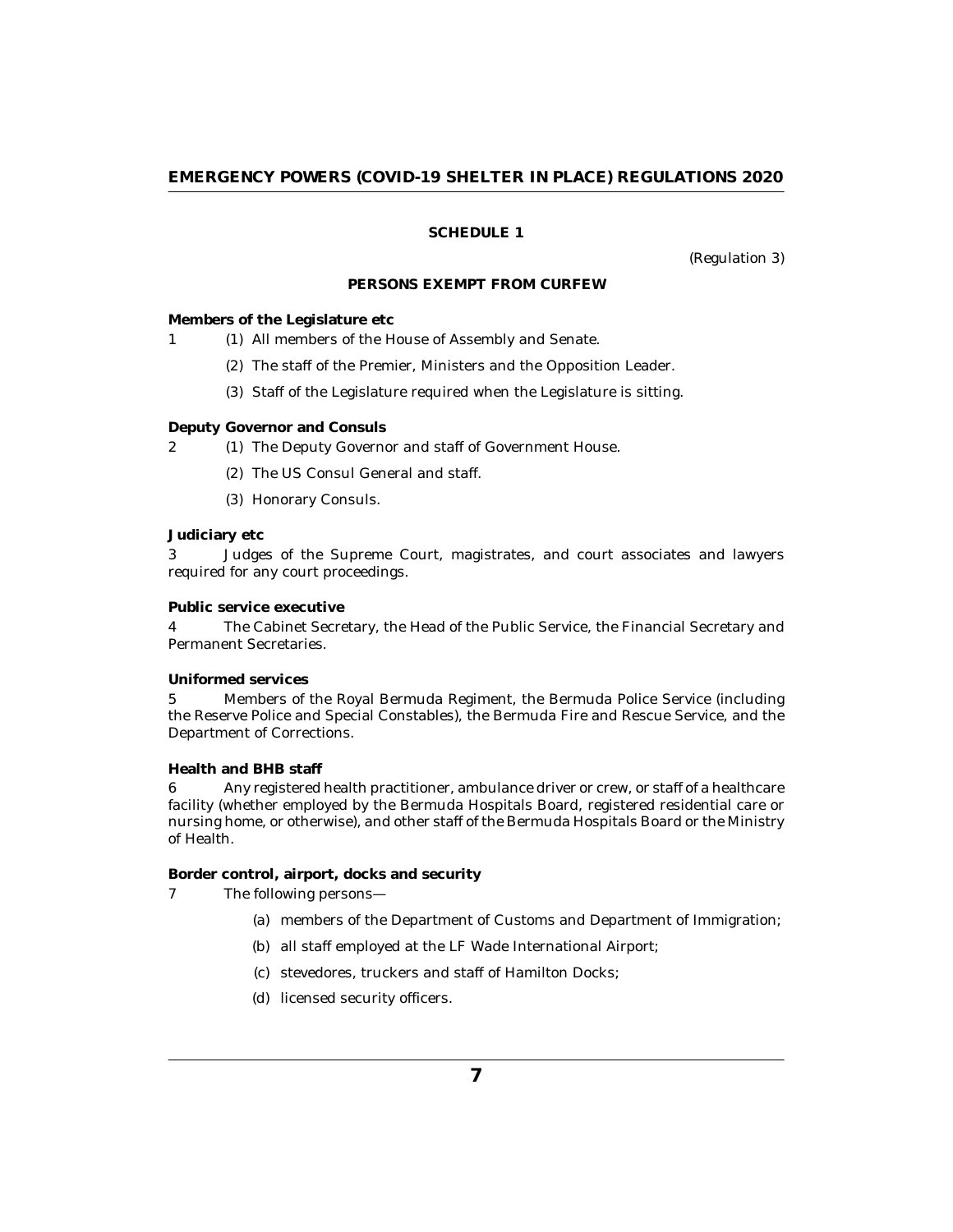## SCHEDULE 1

(Regulation 3)

### PERSONS EXEMPT FROM CURFEW

**Members of the Legislature etc**

1 (1) All members of the House of Assembly and Senate.

(2) The staff of the Premier, Ministers and the Opposition Leader.

(3) Staff of the Legislature required when the Legislature is sitting.

**Deputy Governor and Consuls**

2 (1) The Deputy Governor and staff of Government House.

(2) The US Consul General and staff.

(3) Honorary Consuls.

**Judiciary etc**

3 Judges of the Supreme Court, magistrates, and court associates and lawyers required for any court proceedings.

**Public service executive**

4 The Cabinet Secretary, the Head of the Public Service, the Financial Secretary and Permanent Secretaries.

**Uniformed services**

5 Members of the Royal Bermuda Regiment, the Bermuda Police Service (including the Reserve Police and Special Constables), the Bermuda Fire and Rescue Service, and the Department of Corrections.

**Health and BHB staff**

6 Any registered health practitioner, ambulance driver or crew, or staff of a healthcare facility (whether employed by the Bermuda Hospitals Board, registered residential care or nursing home, or otherwise), and other staff of the Bermuda Hospitals Board or the Ministry of Health.

**Border control, airport, docks and security**

7 The following persons—

(a) members of the Department of Customs and Department of Immigration;

(b) all staff employed at the LF Wade International Airport;

(c) stevedores, truckers and staff of Hamilton Docks;

(d) licensed security officers.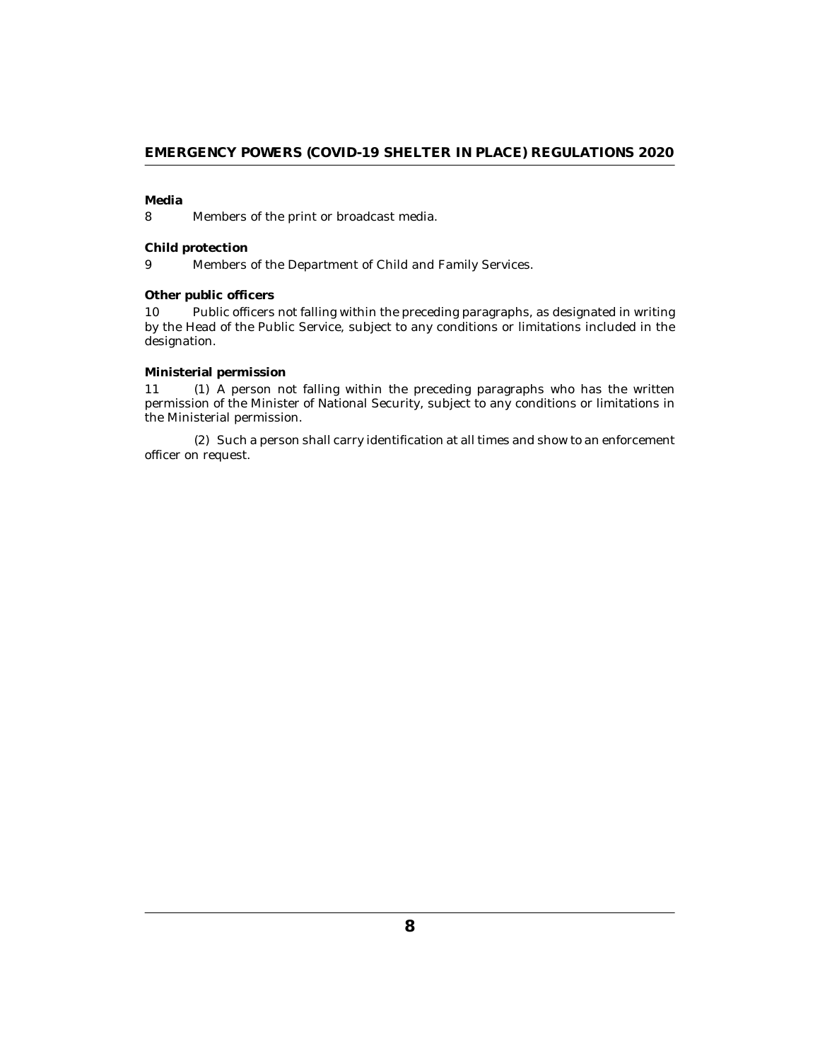**Media**

8 Members of the print or broadcast media.

**Child protection**

9 Members of the Department of Child and Family Services.

**Other public officers**

10 Public officers not falling within the preceding paragraphs, as designated in writing by the Head of the Public Service, subject to any conditions or limitations included in the designation.

**Ministerial permission**

11 (1) A person not falling within the preceding paragraphs who has the written permission of the Minister of National Security, subject to any conditions or limitations in the Ministerial permission.

(2) Such a person shall carry identification at all times and show to an enforcement officer on request.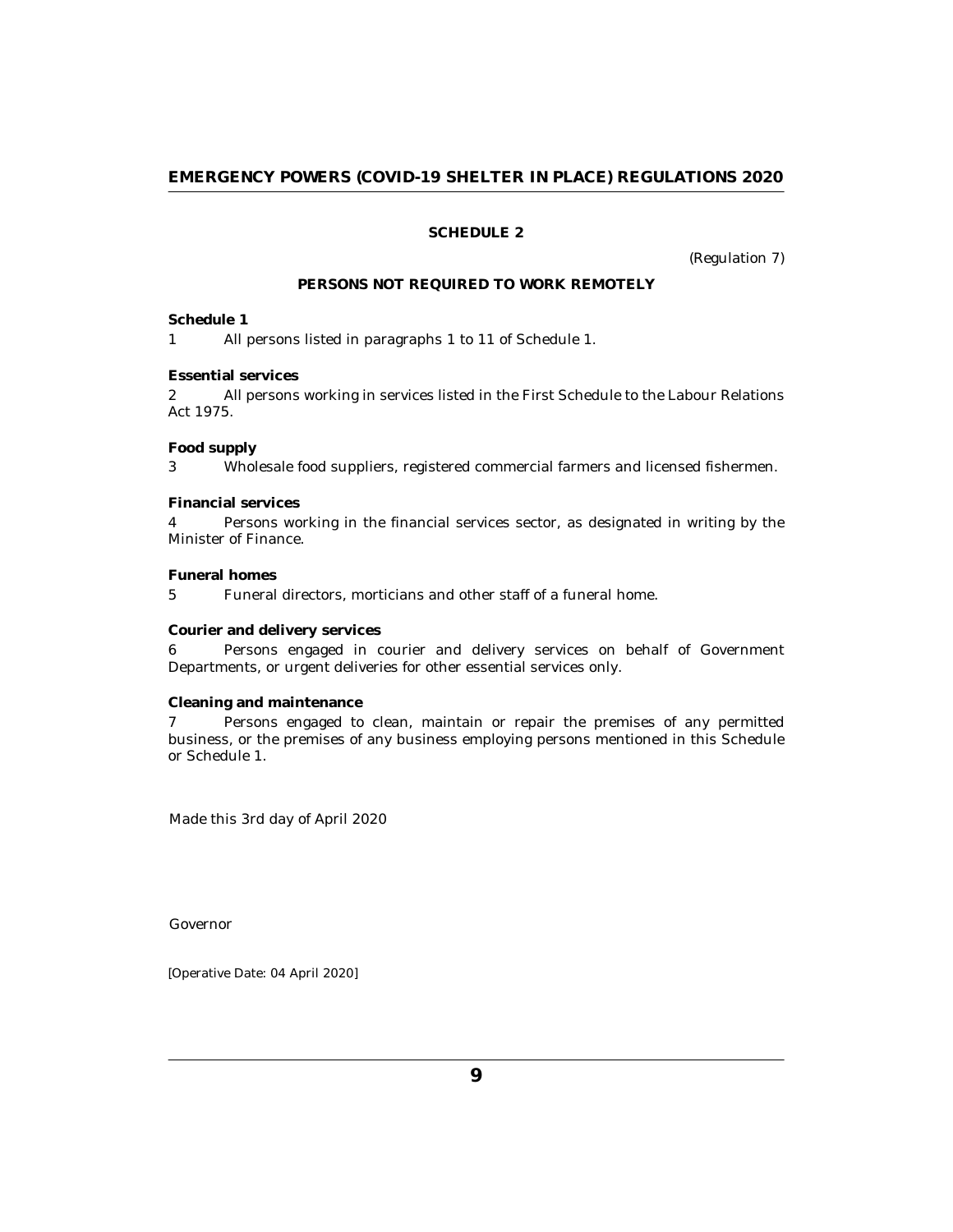## SCHEDULE 2

(Regulation 7)

### PERSONS NOT REQUIRED TO WORK REMOTELY

**Schedule 1**

1 All persons listed in paragraphs 1 to 11 of Schedule 1.

**Essential services**

2 All persons working in services listed in the First Schedule to the Labour Relations Act 1975.

**Food supply**

3 Wholesale food suppliers, registered commercial farmers and licensed fishermen.

**Financial services**

4 Persons working in the financial services sector, as designated in writing by the Minister of Finance.

**Funeral homes**

5 Funeral directors, morticians and other staff of a funeral home.

**Courier and delivery services**

6 Persons engaged in courier and delivery services on behalf of Government Departments, or urgent deliveries for other essential services only.

**Cleaning and maintenance**

7 Persons engaged to clean, maintain or repair the premises of any permitted business, or the premises of any business employing persons mentioned in this Schedule or Schedule 1.

Made this 3rd day of April 2020

Governor

[Operative Date: 04 April 2020]